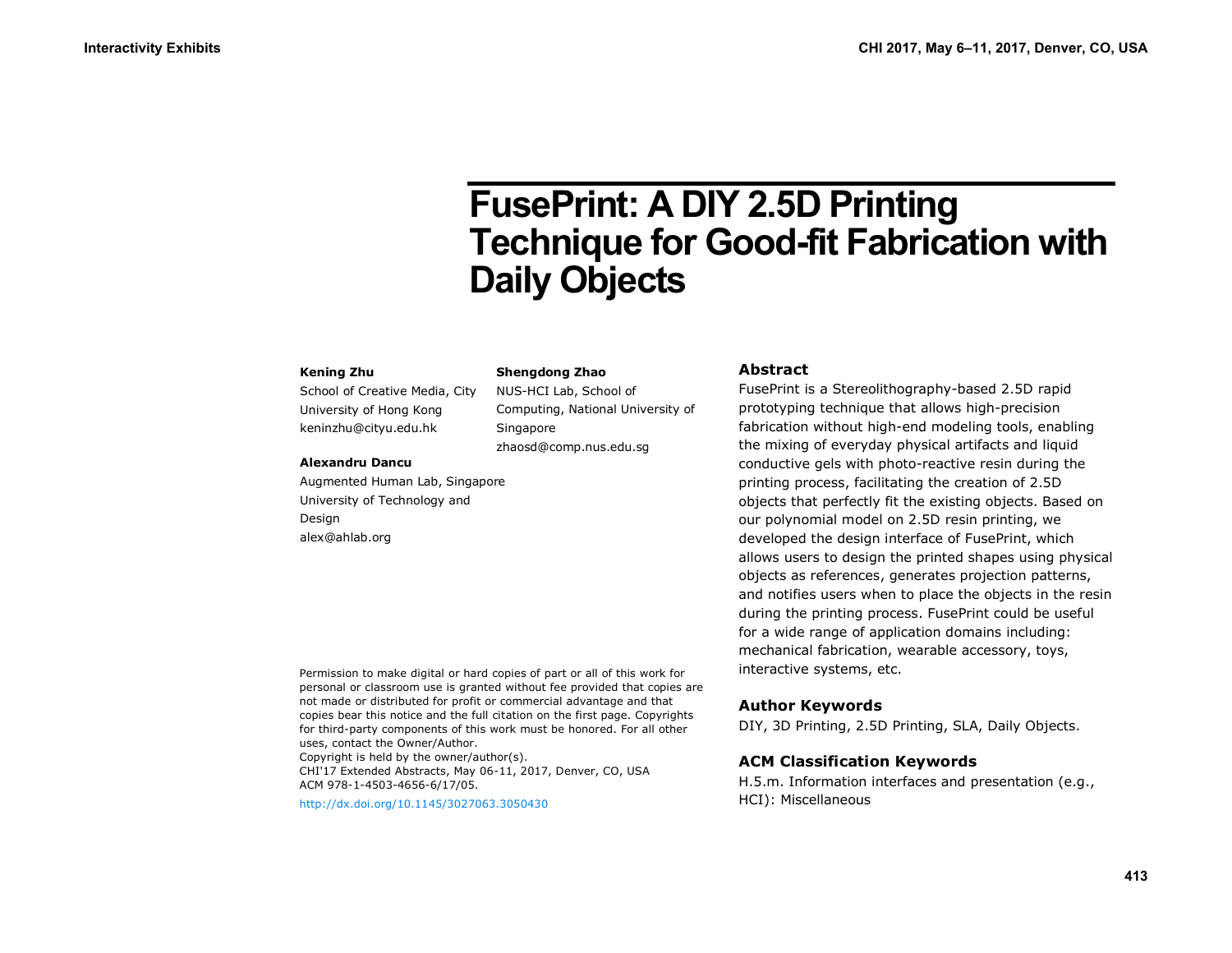# FusePrint: A DIY 2.5D Printing Technique for Good-fit Fabrication with Daily Objects

**Kening Zhu**
School of Creative Media, City University of Hong Kong
keninzhu@cityu.edu.hk

**Shengdong Zhao**
NUS-HCI Lab, School of Computing, National University of Singapore
zhaosd@comp.nus.edu.sg

**Alexandru Dancu**
Augmented Human Lab, Singapore University of Technology and Design
alex@ahlab.org

Permission to make digital or hard copies of part or all of this work for personal or classroom use is granted without fee provided that copies are not made or distributed for profit or commercial advantage and that copies bear this notice and the full citation on the first page. Copyrights for third-party components of this work must be honored. For all other uses, contact the Owner/Author.
Copyright is held by the owner/author(s).
CHI'17 Extended Abstracts, May 06-11, 2017, Denver, CO, USA
ACM 978-1-4503-4656-6/17/05.
http://dx.doi.org/10.1145/3027063.3050430

## Abstract

FusePrint is a Stereolithography-based 2.5D rapid prototyping technique that allows high-precision fabrication without high-end modeling tools, enabling the mixing of everyday physical artifacts and liquid conductive gels with photo-reactive resin during the printing process, facilitating the creation of 2.5D objects that perfectly fit the existing objects. Based on our polynomial model on 2.5D resin printing, we developed the design interface of FusePrint, which allows users to design the printed shapes using physical objects as references, generates projection patterns, and notifies users when to place the objects in the resin during the printing process. FusePrint could be useful for a wide range of application domains including: mechanical fabrication, wearable accessory, toys, interactive systems, etc.

## Author Keywords

DIY, 3D Printing, 2.5D Printing, SLA, Daily Objects.

## ACM Classification Keywords

H.5.m. Information interfaces and presentation (e.g., HCI): Miscellaneous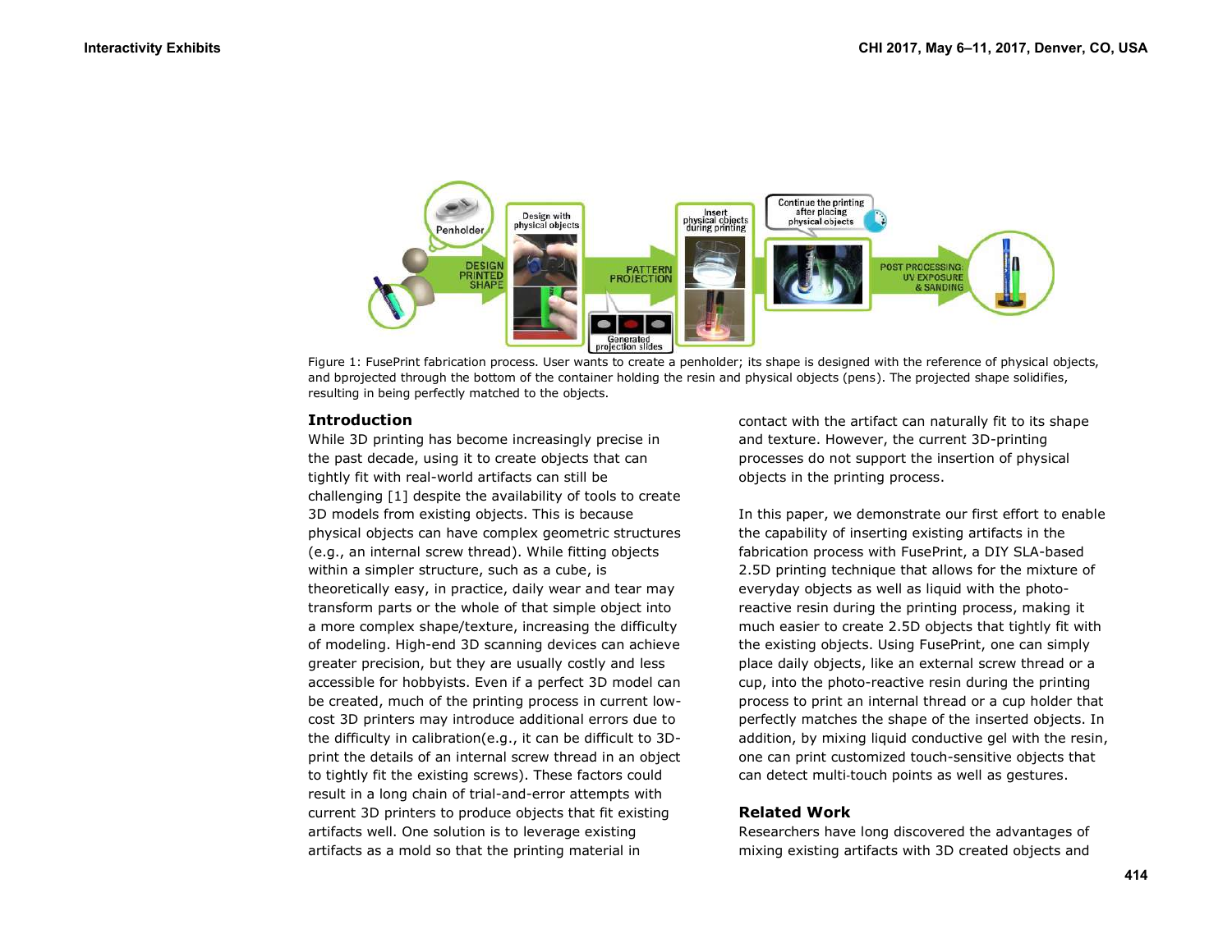Figure 1: FusePrint fabrication process. User wants to create a penholder; its shape is designed with the reference of physical objects, and bprojected through the bottom of the container holding the resin and physical objects (pens). The projected shape solidifies, resulting in being perfectly matched to the objects.

## Introduction

While 3D printing has become increasingly precise in the past decade, using it to create objects that can tightly fit with real-world artifacts can still be challenging [1] despite the availability of tools to create 3D models from existing objects. This is because physical objects can have complex geometric structures (e.g., an internal screw thread). While fitting objects within a simpler structure, such as a cube, is theoretically easy, in practice, daily wear and tear may transform parts or the whole of that simple object into a more complex shape/texture, increasing the difficulty of modeling. High-end 3D scanning devices can achieve greater precision, but they are usually costly and less accessible for hobbyists. Even if a perfect 3D model can be created, much of the printing process in current low-cost 3D printers may introduce additional errors due to the difficulty in calibration(e.g., it can be difficult to 3D-print the details of an internal screw thread in an object to tightly fit the existing screws). These factors could result in a long chain of trial-and-error attempts with current 3D printers to produce objects that fit existing artifacts well. One solution is to leverage existing artifacts as a mold so that the printing material in contact with the artifact can naturally fit to its shape and texture. However, the current 3D-printing processes do not support the insertion of physical objects in the printing process.

In this paper, we demonstrate our first effort to enable the capability of inserting existing artifacts in the fabrication process with FusePrint, a DIY SLA-based 2.5D printing technique that allows for the mixture of everyday objects as well as liquid with the photo-reactive resin during the printing process, making it much easier to create 2.5D objects that tightly fit with the existing objects. Using FusePrint, one can simply place daily objects, like an external screw thread or a cup, into the photo-reactive resin during the printing process to print an internal thread or a cup holder that perfectly matches the shape of the inserted objects. In addition, by mixing liquid conductive gel with the resin, one can print customized touch-sensitive objects that can detect multi-touch points as well as gestures.

## Related Work

Researchers have long discovered the advantages of mixing existing artifacts with 3D created objects and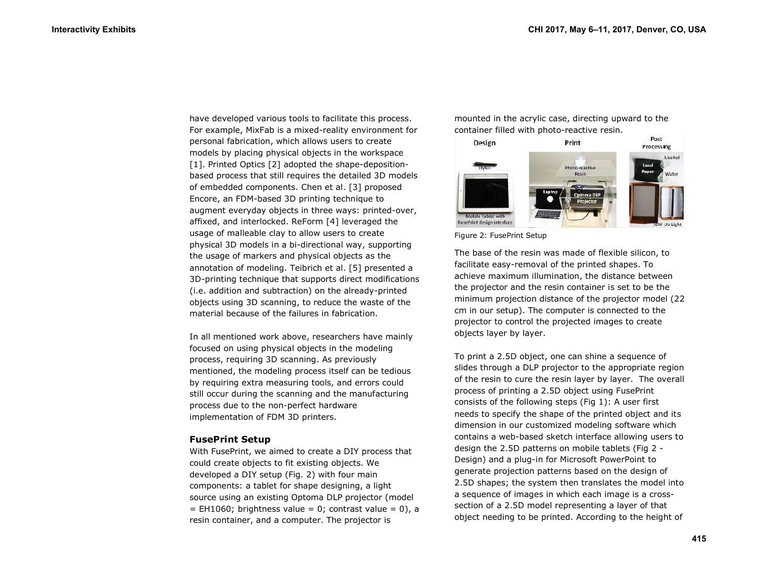have developed various tools to facilitate this process. For example, MixFab is a mixed-reality environment for personal fabrication, which allows users to create models by placing physical objects in the workspace [1]. Printed Optics [2] adopted the shape-deposition-based process that still requires the detailed 3D models of embedded components. Chen et al. [3] proposed Encore, an FDM-based 3D printing technique to augment everyday objects in three ways: printed-over, affixed, and interlocked. ReForm [4] leveraged the usage of malleable clay to allow users to create physical 3D models in a bi-directional way, supporting the usage of markers and physical objects as the annotation of modeling. Teibrich et al. [5] presented a 3D-printing technique that supports direct modifications (i.e. addition and subtraction) on the already-printed objects using 3D scanning, to reduce the waste of the material because of the failures in fabrication.

In all mentioned work above, researchers have mainly focused on using physical objects in the modeling process, requiring 3D scanning. As previously mentioned, the modeling process itself can be tedious by requiring extra measuring tools, and errors could still occur during the scanning and the manufacturing process due to the non-perfect hardware implementation of FDM 3D printers.

## FusePrint Setup

With FusePrint, we aimed to create a DIY process that could create objects to fit existing objects. We developed a DIY setup (Fig. 2) with four main components: a tablet for shape designing, a light source using an existing Optoma DLP projector (model = EH1060; brightness value = 0; contrast value = 0), a resin container, and a computer. The projector is mounted in the acrylic case, directing upward to the container filled with photo-reactive resin.

Figure 2: FusePrint Setup

The base of the resin was made of flexible silicon, to facilitate easy-removal of the printed shapes. To achieve maximum illumination, the distance between the projector and the resin container is set to be the minimum projection distance of the projector model (22 cm in our setup). The computer is connected to the projector to control the projected images to create objects layer by layer.

To print a 2.5D object, one can shine a sequence of slides through a DLP projector to the appropriate region of the resin to cure the resin layer by layer. The overall process of printing a 2.5D object using FusePrint consists of the following steps (Fig 1): A user first needs to specify the shape of the printed object and its dimension in our customized modeling software which contains a web-based sketch interface allowing users to design the 2.5D patterns on mobile tablets (Fig 2 - Design) and a plug-in for Microsoft PowerPoint to generate projection patterns based on the design of 2.5D shapes; the system then translates the model into a sequence of images in which each image is a cross-section of a 2.5D model representing a layer of that object needing to be printed. According to the height of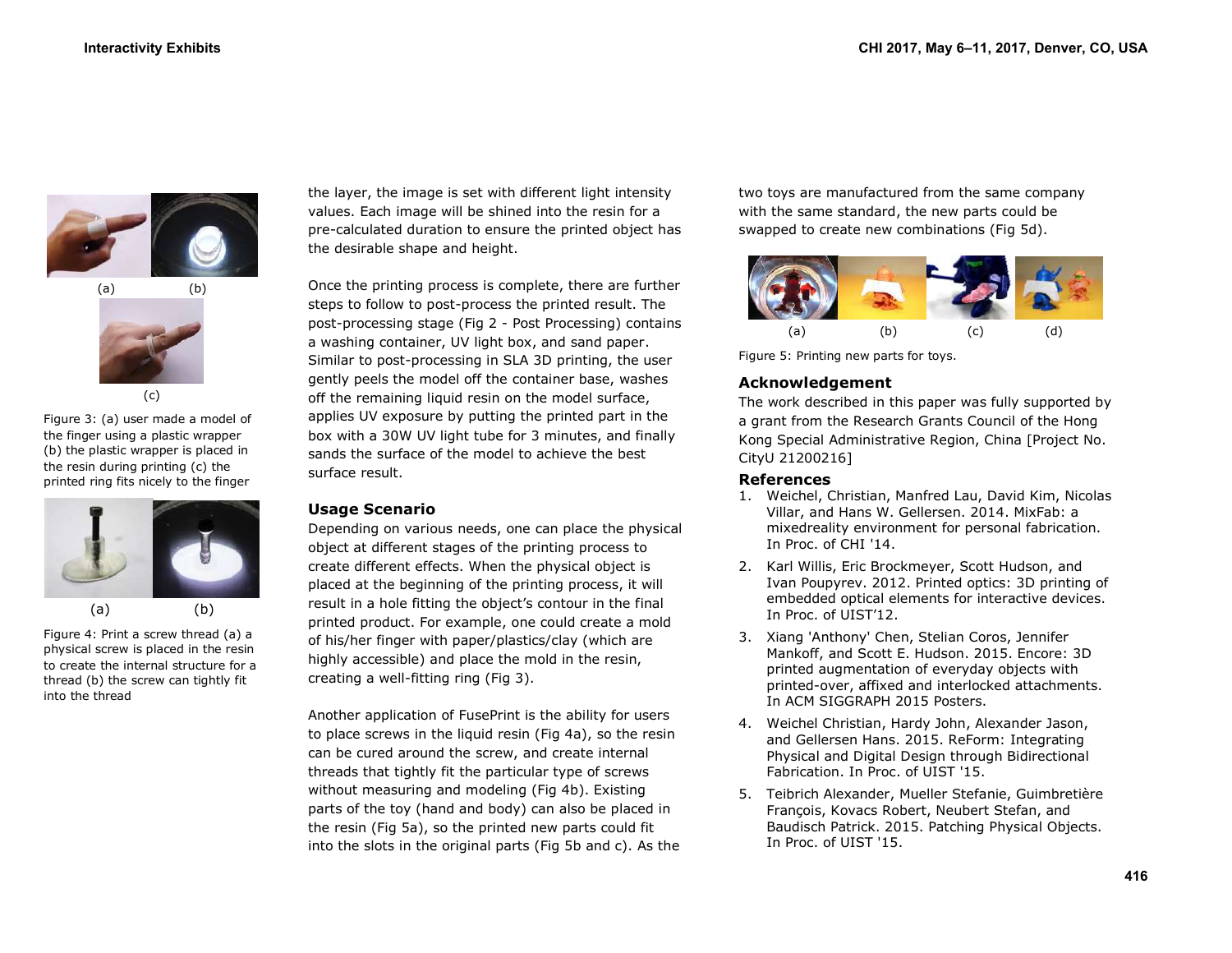(a) (b)

(c)

Figure 3: (a) user made a model of the finger using a plastic wrapper (b) the plastic wrapper is placed in the resin during printing (c) the printed ring fits nicely to the finger

(a) (b)

Figure 4: Print a screw thread (a) a physical screw is placed in the resin to create the internal structure for a thread (b) the screw can tightly fit into the thread

the layer, the image is set with different light intensity values. Each image will be shined into the resin for a pre-calculated duration to ensure the printed object has the desirable shape and height.

Once the printing process is complete, there are further steps to follow to post-process the printed result. The post-processing stage (Fig 2 - Post Processing) contains a washing container, UV light box, and sand paper. Similar to post-processing in SLA 3D printing, the user gently peels the model off the container base, washes off the remaining liquid resin on the model surface, applies UV exposure by putting the printed part in the box with a 30W UV light tube for 3 minutes, and finally sands the surface of the model to achieve the best surface result.

## Usage Scenario

Depending on various needs, one can place the physical object at different stages of the printing process to create different effects. When the physical object is placed at the beginning of the printing process, it will result in a hole fitting the object's contour in the final printed product. For example, one could create a mold of his/her finger with paper/plastics/clay (which are highly accessible) and place the mold in the resin, creating a well-fitting ring (Fig 3).

Another application of FusePrint is the ability for users to place screws in the liquid resin (Fig 4a), so the resin can be cured around the screw, and create internal threads that tightly fit the particular type of screws without measuring and modeling (Fig 4b). Existing parts of the toy (hand and body) can also be placed in the resin (Fig 5a), so the printed new parts could fit into the slots in the original parts (Fig 5b and c). As the two toys are manufactured from the same company with the same standard, the new parts could be swapped to create new combinations (Fig 5d).

(a) (b) (c) (d)

Figure 5: Printing new parts for toys.

## Acknowledgement

The work described in this paper was fully supported by a grant from the Research Grants Council of the Hong Kong Special Administrative Region, China [Project No. CityU 21200216]

## References

1. Weichel, Christian, Manfred Lau, David Kim, Nicolas Villar, and Hans W. Gellersen. 2014. MixFab: a mixedreality environment for personal fabrication. In Proc. of CHI '14.
2. Karl Willis, Eric Brockmeyer, Scott Hudson, and Ivan Poupyrev. 2012. Printed optics: 3D printing of embedded optical elements for interactive devices. In Proc. of UIST'12.
3. Xiang 'Anthony' Chen, Stelian Coros, Jennifer Mankoff, and Scott E. Hudson. 2015. Encore: 3D printed augmentation of everyday objects with printed-over, affixed and interlocked attachments. In ACM SIGGRAPH 2015 Posters.
4. Weichel Christian, Hardy John, Alexander Jason, and Gellersen Hans. 2015. ReForm: Integrating Physical and Digital Design through Bidirectional Fabrication. In Proc. of UIST '15.
5. Teibrich Alexander, Mueller Stefanie, Guimbretière François, Kovacs Robert, Neubert Stefan, and Baudisch Patrick. 2015. Patching Physical Objects. In Proc. of UIST '15.